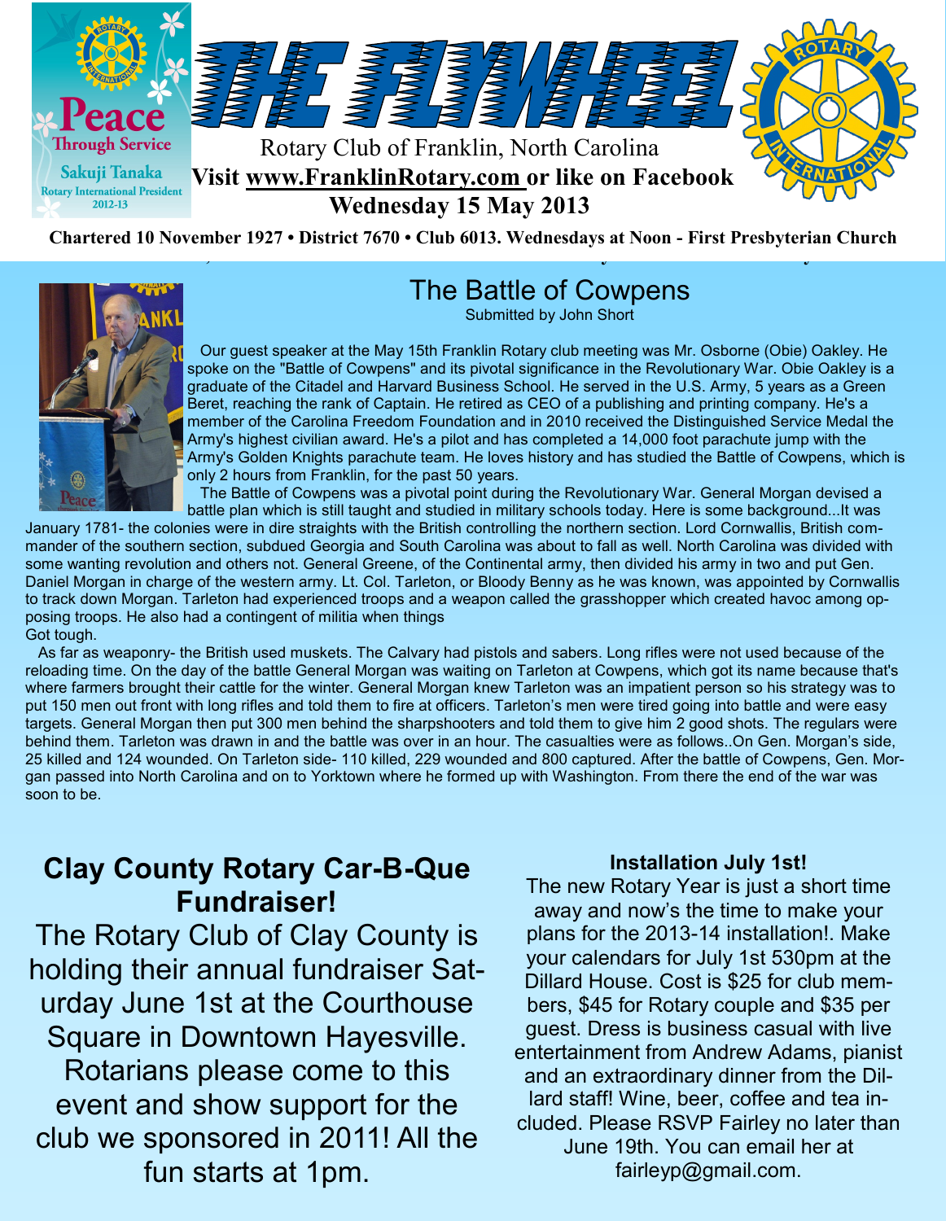# THE FLYWHEEL

Rotary Club of Franklin, North Carolina

**Visit www.FranklinRotary.com or like on Facebook**

**Wednesday 15 May 2013**

**Chartered 10 November 1927 • District 7670 • Club 6013. Wednesdays at Noon - First Presbyterian Church**

Peace Through Service
Sakuji Tanaka
Rotary International President 2012-13

## The Battle of Cowpens

Submitted by John Short

Our guest speaker at the May 15th Franklin Rotary club meeting was Mr. Osborne (Obie) Oakley. He spoke on the "Battle of Cowpens" and its pivotal significance in the Revolutionary War. Obie Oakley is a graduate of the Citadel and Harvard Business School. He served in the U.S. Army, 5 years as a Green Beret, reaching the rank of Captain. He retired as CEO of a publishing and printing company. He's a member of the Carolina Freedom Foundation and in 2010 received the Distinguished Service Medal the Army's highest civilian award. He's a pilot and has completed a 14,000 foot parachute jump with the Army's Golden Knights parachute team. He loves history and has studied the Battle of Cowpens, which is only 2 hours from Franklin, for the past 50 years.

The Battle of Cowpens was a pivotal point during the Revolutionary War. General Morgan devised a battle plan which is still taught and studied in military schools today. Here is some background...It was January 1781- the colonies were in dire straights with the British controlling the northern section. Lord Cornwallis, British commander of the southern section, subdued Georgia and South Carolina was about to fall as well. North Carolina was divided with some wanting revolution and others not. General Greene, of the Continental army, then divided his army in two and put Gen. Daniel Morgan in charge of the western army. Lt. Col. Tarleton, or Bloody Benny as he was known, was appointed by Cornwallis to track down Morgan. Tarleton had experienced troops and a weapon called the grasshopper which created havoc among opposing troops. He also had a contingent of militia when things Got tough.

As far as weaponry- the British used muskets. The Calvary had pistols and sabers. Long rifles were not used because of the reloading time. On the day of the battle General Morgan was waiting on Tarleton at Cowpens, which got its name because that's where farmers brought their cattle for the winter. General Morgan knew Tarleton was an impatient person so his strategy was to put 150 men out front with long rifles and told them to fire at officers. Tarleton's men were tired going into battle and were easy targets. General Morgan then put 300 men behind the sharpshooters and told them to give him 2 good shots. The regulars were behind them. Tarleton was drawn in and the battle was over in an hour. The casualties were as follows..On Gen. Morgan's side, 25 killed and 124 wounded. On Tarleton side- 110 killed, 229 wounded and 800 captured. After the battle of Cowpens, Gen. Morgan passed into North Carolina and on to Yorktown where he formed up with Washington. From there the end of the war was soon to be.

## Clay County Rotary Car-B-Que Fundraiser!

The Rotary Club of Clay County is holding their annual fundraiser Saturday June 1st at the Courthouse Square in Downtown Hayesville. Rotarians please come to this event and show support for the club we sponsored in 2011! All the fun starts at 1pm.

### Installation July 1st!

The new Rotary Year is just a short time away and now's the time to make your plans for the 2013-14 installation!. Make your calendars for July 1st 530pm at the Dillard House. Cost is $25 for club members, $45 for Rotary couple and $35 per guest. Dress is business casual with live entertainment from Andrew Adams, pianist and an extraordinary dinner from the Dillard staff! Wine, beer, coffee and tea included. Please RSVP Fairley no later than June 19th. You can email her at fairleyp@gmail.com.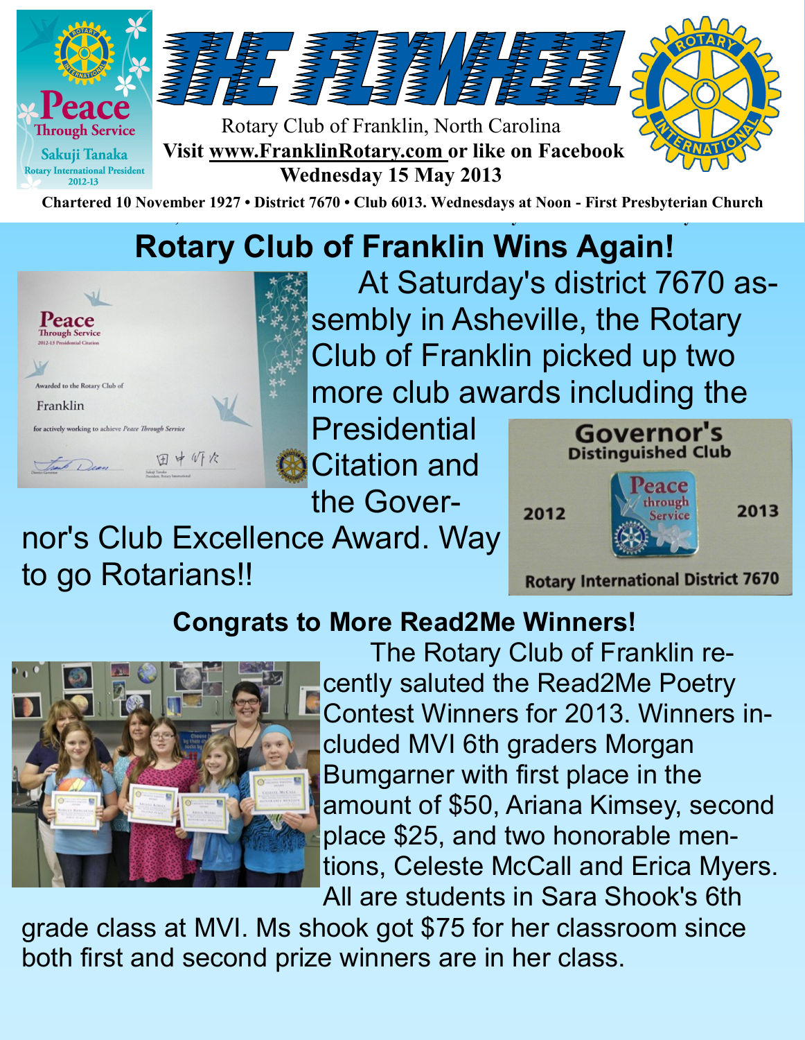# THE FLYWHEEL

Rotary Club of Franklin, North Carolina

**Visit www.FranklinRotary.com or like on Facebook**

**Wednesday 15 May 2013**

**Chartered 10 November 1927 • District 7670 • Club 6013. Wednesdays at Noon - First Presbyterian Church**

## Rotary Club of Franklin Wins Again!

At Saturday's district 7670 assembly in Asheville, the Rotary Club of Franklin picked up two more club awards including the Presidential Citation and the Governor's Club Excellence Award. Way to go Rotarians!!

## Congrats to More Read2Me Winners!

The Rotary Club of Franklin recently saluted the Read2Me Poetry Contest Winners for 2013. Winners included MVI 6th graders Morgan Bumgarner with first place in the amount of $50, Ariana Kimsey, second place $25, and two honorable mentions, Celeste McCall and Erica Myers. All are students in Sara Shook's 6th grade class at MVI. Ms shook got $75 for her classroom since both first and second prize winners are in her class.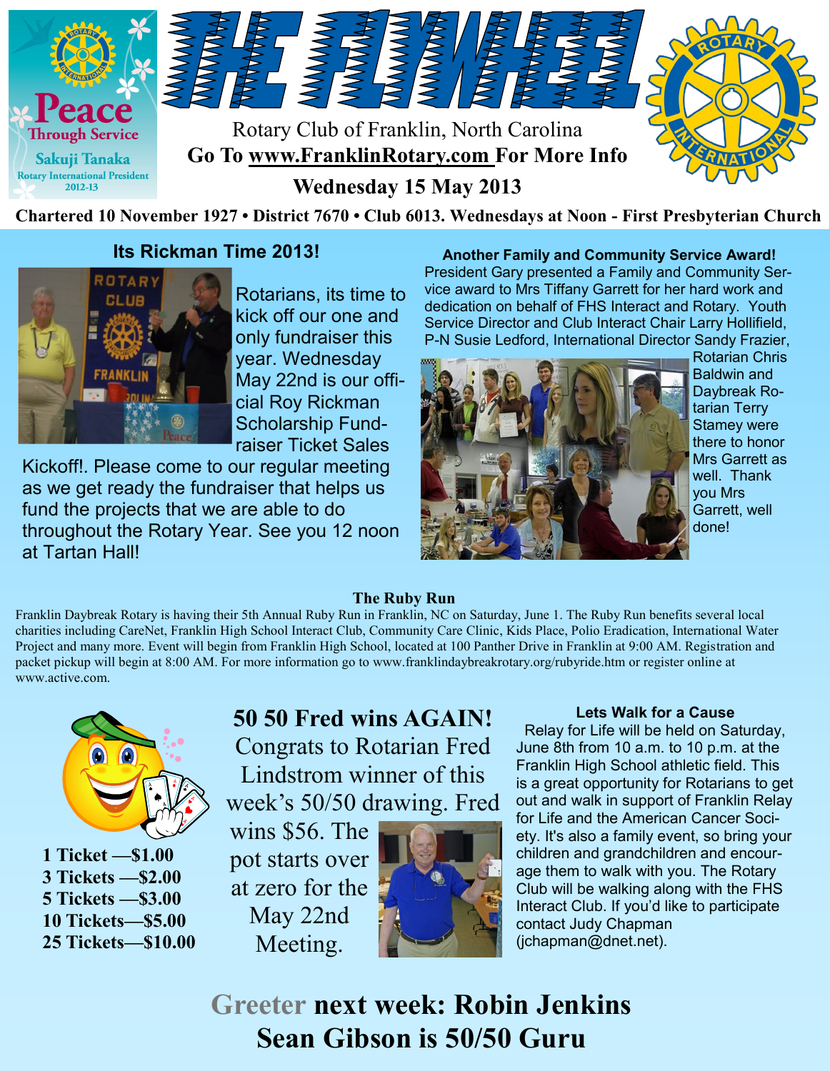# THE FLYWHEEL

Peace Through Service
Sakuji Tanaka
Rotary International President 2012-13

Rotary Club of Franklin, North Carolina

**Go To www.FranklinRotary.com For More Info**

**Wednesday 15 May 2013**

**Chartered 10 November 1927 • District 7670 • Club 6013. Wednesdays at Noon - First Presbyterian Church**

## Its Rickman Time 2013!

Rotarians, its time to kick off our one and only fundraiser this year. Wednesday May 22nd is our official Roy Rickman Scholarship Fundraiser Ticket Sales Kickoff!. Please come to our regular meeting as we get ready the fundraiser that helps us fund the projects that we are able to do throughout the Rotary Year. See you 12 noon at Tartan Hall!

## Another Family and Community Service Award!

President Gary presented a Family and Community Service award to Mrs Tiffany Garrett for her hard work and dedication on behalf of FHS Interact and Rotary. Youth Service Director and Club Interact Chair Larry Hollifield, P-N Susie Ledford, International Director Sandy Frazier, Rotarian Chris Baldwin and Daybreak Rotarian Terry Stamey were there to honor Mrs Garrett as well. Thank you Mrs Garrett, well done!

## The Ruby Run

Franklin Daybreak Rotary is having their 5th Annual Ruby Run in Franklin, NC on Saturday, June 1. The Ruby Run benefits several local charities including CareNet, Franklin High School Interact Club, Community Care Clinic, Kids Place, Polio Eradication, International Water Project and many more. Event will begin from Franklin High School, located at 100 Panther Drive in Franklin at 9:00 AM. Registration and packet pickup will begin at 8:00 AM. For more information go to www.franklindaybreakrotary.org/rubyride.htm or register online at www.active.com.

**1 Ticket —$1.00**
**3 Tickets —$2.00**
**5 Tickets —$3.00**
**10 Tickets—$5.00**
**25 Tickets—$10.00**

## 50 50 Fred wins AGAIN!

Congrats to Rotarian Fred Lindstrom winner of this week's 50/50 drawing. Fred wins $56. The pot starts over at zero for the May 22nd Meeting.

## Lets Walk for a Cause

Relay for Life will be held on Saturday, June 8th from 10 a.m. to 10 p.m. at the Franklin High School athletic field. This is a great opportunity for Rotarians to get out and walk in support of Franklin Relay for Life and the American Cancer Society. It's also a family event, so bring your children and grandchildren and encourage them to walk with you. The Rotary Club will be walking along with the FHS Interact Club. If you'd like to participate contact Judy Chapman (jchapman@dnet.net).

**Greeter next week: Robin Jenkins**

**Sean Gibson is 50/50 Guru**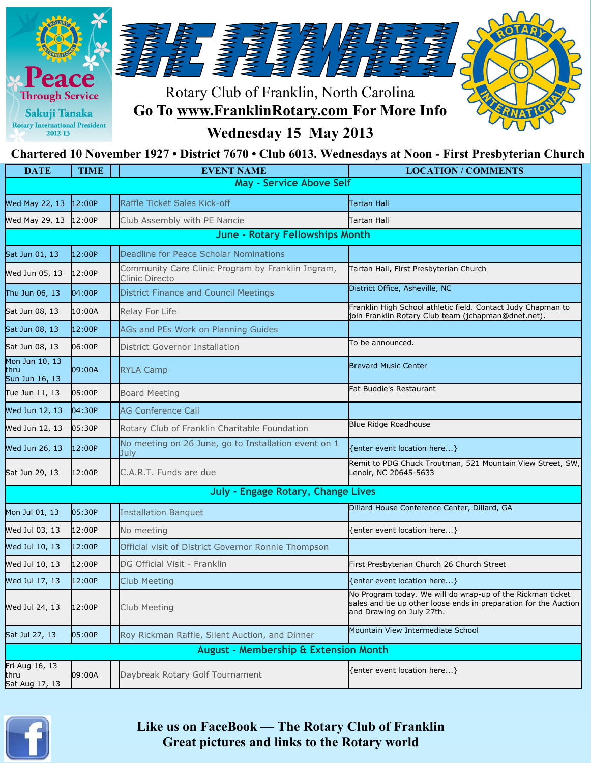Peace Through Service

Sakuji Tanaka

Rotary International President 2012-13

# THE FLYWHEEL

Rotary Club of Franklin, North Carolina

**Go To www.FranklinRotary.com For More Info**

**Wednesday 15 May 2013**

**Chartered 10 November 1927 • District 7670 • Club 6013. Wednesdays at Noon - First Presbyterian Church**

| DATE | TIME | | EVENT NAME | LOCATION / COMMENTS |
|---|---|---|---|---|
| **May - Service Above Self** | | | | |
| Wed May 22, 13 | 12:00P | | Raffle Ticket Sales Kick-off | Tartan Hall |
| Wed May 29, 13 | 12:00P | | Club Assembly with PE Nancie | Tartan Hall |
| **June - Rotary Fellowships Month** | | | | |
| Sat Jun 01, 13 | 12:00P | | Deadline for Peace Scholar Nominations | |
| Wed Jun 05, 13 | 12:00P | | Community Care Clinic Program by Franklin Ingram, Clinic Directo | Tartan Hall, First Presbyterian Church |
| Thu Jun 06, 13 | 04:00P | | District Finance and Council Meetings | District Office, Asheville, NC |
| Sat Jun 08, 13 | 10:00A | | Relay For Life | Franklin High School athletic field. Contact Judy Chapman to join Franklin Rotary Club team (jchapman@dnet.net). |
| Sat Jun 08, 13 | 12:00P | | AGs and PEs Work on Planning Guides | |
| Sat Jun 08, 13 | 06:00P | | District Governor Installation | To be announced. |
| Mon Jun 10, 13 thru Sun Jun 16, 13 | 09:00A | | RYLA Camp | Brevard Music Center |
| Tue Jun 11, 13 | 05:00P | | Board Meeting | Fat Buddie's Restaurant |
| Wed Jun 12, 13 | 04:30P | | AG Conference Call | |
| Wed Jun 12, 13 | 05:30P | | Rotary Club of Franklin Charitable Foundation | Blue Ridge Roadhouse |
| Wed Jun 26, 13 | 12:00P | | No meeting on 26 June, go to Installation event on 1 July | {enter event location here...} |
| Sat Jun 29, 13 | 12:00P | | C.A.R.T. Funds are due | Remit to PDG Chuck Troutman, 521 Mountain View Street, SW, Lenoir, NC 20645-5633 |
| **July - Engage Rotary, Change Lives** | | | | |
| Mon Jul 01, 13 | 05:30P | | Installation Banquet | Dillard House Conference Center, Dillard, GA |
| Wed Jul 03, 13 | 12:00P | | No meeting | {enter event location here...} |
| Wed Jul 10, 13 | 12:00P | | Official visit of District Governor Ronnie Thompson | |
| Wed Jul 10, 13 | 12:00P | | DG Official Visit - Franklin | First Presbyterian Church 26 Church Street |
| Wed Jul 17, 13 | 12:00P | | Club Meeting | {enter event location here...} |
| Wed Jul 24, 13 | 12:00P | | Club Meeting | No Program today. We will do wrap-up of the Rickman ticket sales and tie up other loose ends in preparation for the Auction and Drawing on July 27th. |
| Sat Jul 27, 13 | 05:00P | | Roy Rickman Raffle, Silent Auction, and Dinner | Mountain View Intermediate School |
| **August - Membership & Extension Month** | | | | |
| Fri Aug 16, 13 thru Sat Aug 17, 13 | 09:00A | | Daybreak Rotary Golf Tournament | {enter event location here...} |

**Like us on FaceBook — The Rotary Club of Franklin**
**Great pictures and links to the Rotary world**